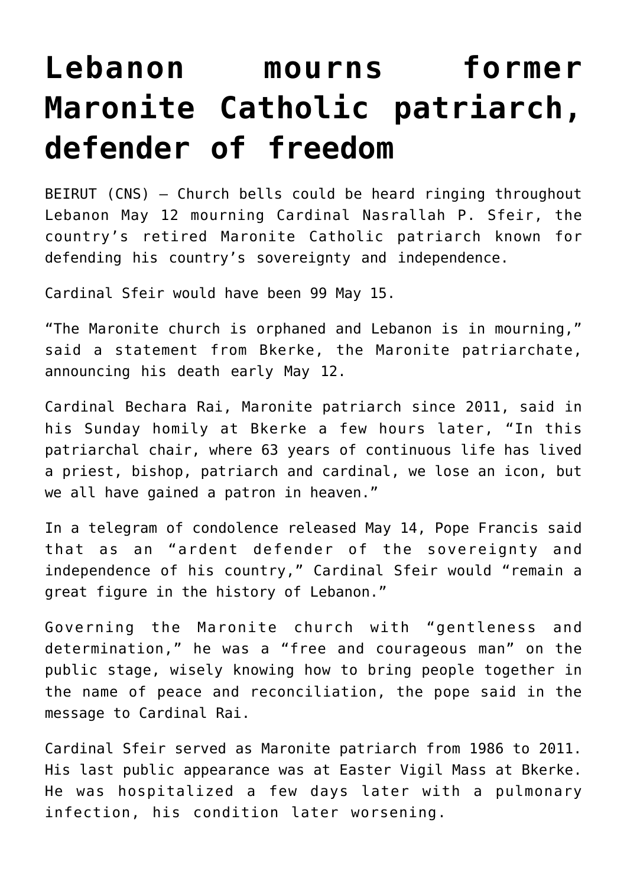# Lebanon mourns former Maronite Catholic patriarch, defender of freedom

BEIRUT (CNS) — Church bells could be heard ringing throughout Lebanon May 12 mourning Cardinal Nasrallah P. Sfeir, the country's retired Maronite Catholic patriarch known for defending his country's sovereignty and independence.

Cardinal Sfeir would have been 99 May 15.

"The Maronite church is orphaned and Lebanon is in mourning," said a statement from Bkerke, the Maronite patriarchate, announcing his death early May 12.

Cardinal Bechara Rai, Maronite patriarch since 2011, said in his Sunday homily at Bkerke a few hours later, "In this patriarchal chair, where 63 years of continuous life has lived a priest, bishop, patriarch and cardinal, we lose an icon, but we all have gained a patron in heaven."

In a telegram of condolence released May 14, Pope Francis said that as an "ardent defender of the sovereignty and independence of his country," Cardinal Sfeir would "remain a great figure in the history of Lebanon."

Governing the Maronite church with "gentleness and determination," he was a "free and courageous man" on the public stage, wisely knowing how to bring people together in the name of peace and reconciliation, the pope said in the message to Cardinal Rai.

Cardinal Sfeir served as Maronite patriarch from 1986 to 2011. His last public appearance was at Easter Vigil Mass at Bkerke. He was hospitalized a few days later with a pulmonary infection, his condition later worsening.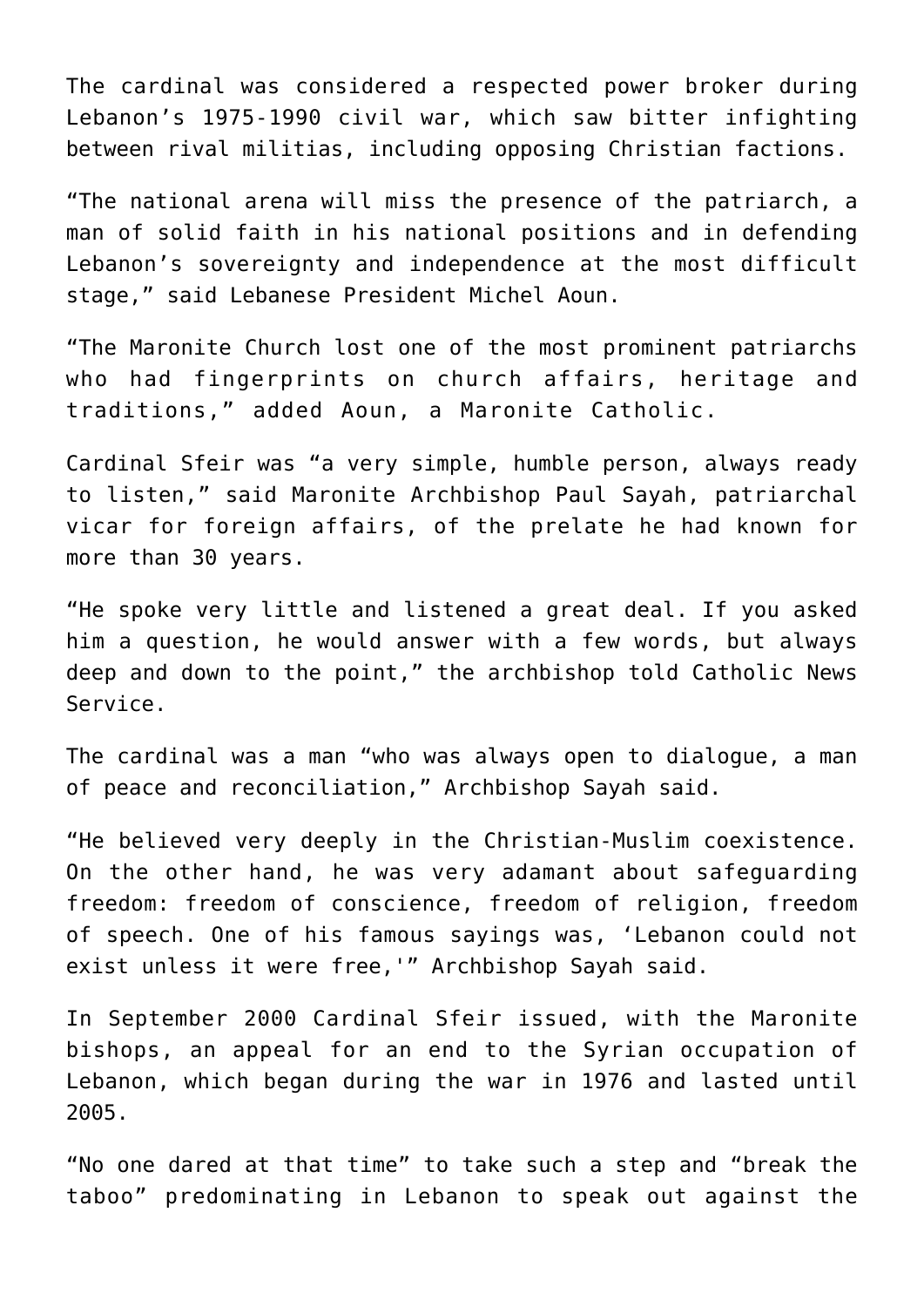The cardinal was considered a respected power broker during Lebanon's 1975-1990 civil war, which saw bitter infighting between rival militias, including opposing Christian factions.

"The national arena will miss the presence of the patriarch, a man of solid faith in his national positions and in defending Lebanon's sovereignty and independence at the most difficult stage," said Lebanese President Michel Aoun.

"The Maronite Church lost one of the most prominent patriarchs who had fingerprints on church affairs, heritage and traditions," added Aoun, a Maronite Catholic.

Cardinal Sfeir was "a very simple, humble person, always ready to listen," said Maronite Archbishop Paul Sayah, patriarchal vicar for foreign affairs, of the prelate he had known for more than 30 years.

"He spoke very little and listened a great deal. If you asked him a question, he would answer with a few words, but always deep and down to the point," the archbishop told Catholic News Service.

The cardinal was a man "who was always open to dialogue, a man of peace and reconciliation," Archbishop Sayah said.

"He believed very deeply in the Christian-Muslim coexistence. On the other hand, he was very adamant about safeguarding freedom: freedom of conscience, freedom of religion, freedom of speech. One of his famous sayings was, 'Lebanon could not exist unless it were free,'" Archbishop Sayah said.

In September 2000 Cardinal Sfeir issued, with the Maronite bishops, an appeal for an end to the Syrian occupation of Lebanon, which began during the war in 1976 and lasted until 2005.

"No one dared at that time" to take such a step and "break the taboo" predominating in Lebanon to speak out against the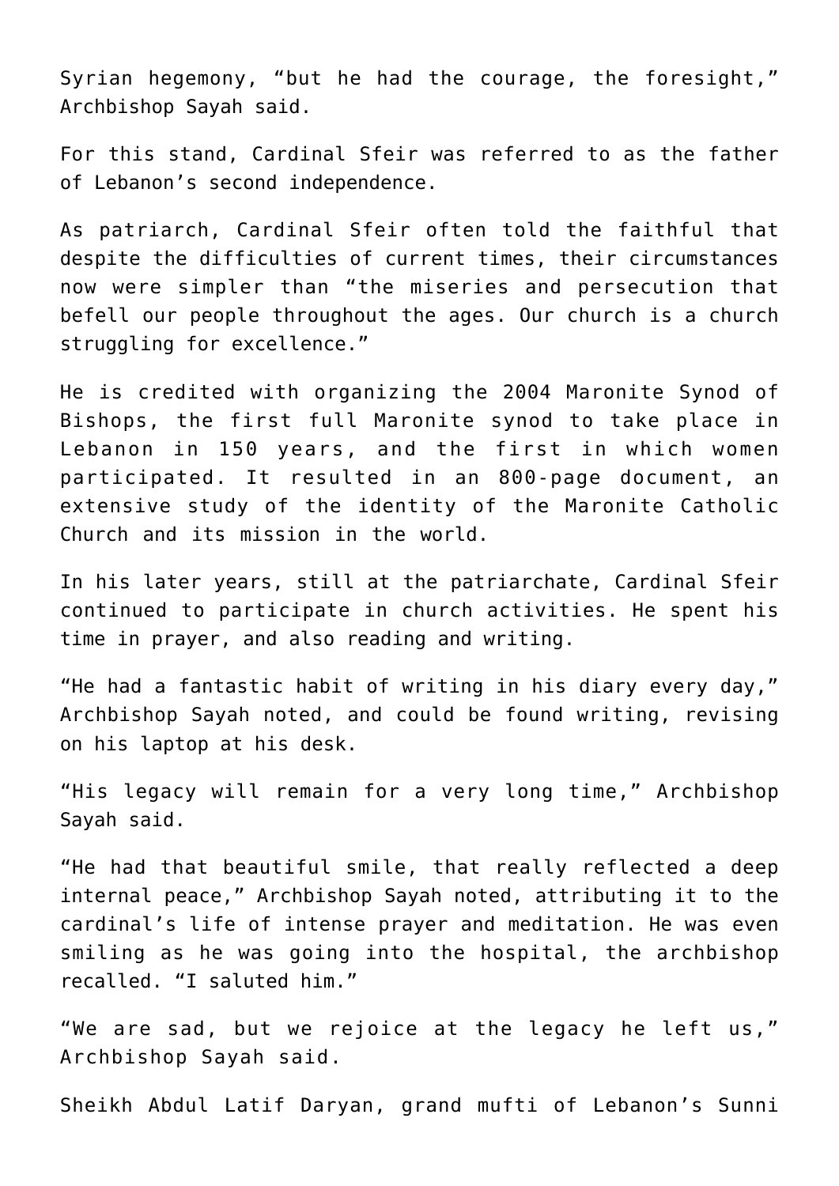Syrian hegemony, “but he had the courage, the foresight,” Archbishop Sayah said.

For this stand, Cardinal Sfeir was referred to as the father of Lebanon’s second independence.

As patriarch, Cardinal Sfeir often told the faithful that despite the difficulties of current times, their circumstances now were simpler than “the miseries and persecution that befell our people throughout the ages. Our church is a church struggling for excellence.”

He is credited with organizing the 2004 Maronite Synod of Bishops, the first full Maronite synod to take place in Lebanon in 150 years, and the first in which women participated. It resulted in an 800-page document, an extensive study of the identity of the Maronite Catholic Church and its mission in the world.

In his later years, still at the patriarchate, Cardinal Sfeir continued to participate in church activities. He spent his time in prayer, and also reading and writing.

“He had a fantastic habit of writing in his diary every day,” Archbishop Sayah noted, and could be found writing, revising on his laptop at his desk.

“His legacy will remain for a very long time,” Archbishop Sayah said.

“He had that beautiful smile, that really reflected a deep internal peace,” Archbishop Sayah noted, attributing it to the cardinal’s life of intense prayer and meditation. He was even smiling as he was going into the hospital, the archbishop recalled. “I saluted him.”

“We are sad, but we rejoice at the legacy he left us,” Archbishop Sayah said.

Sheikh Abdul Latif Daryan, grand mufti of Lebanon’s Sunni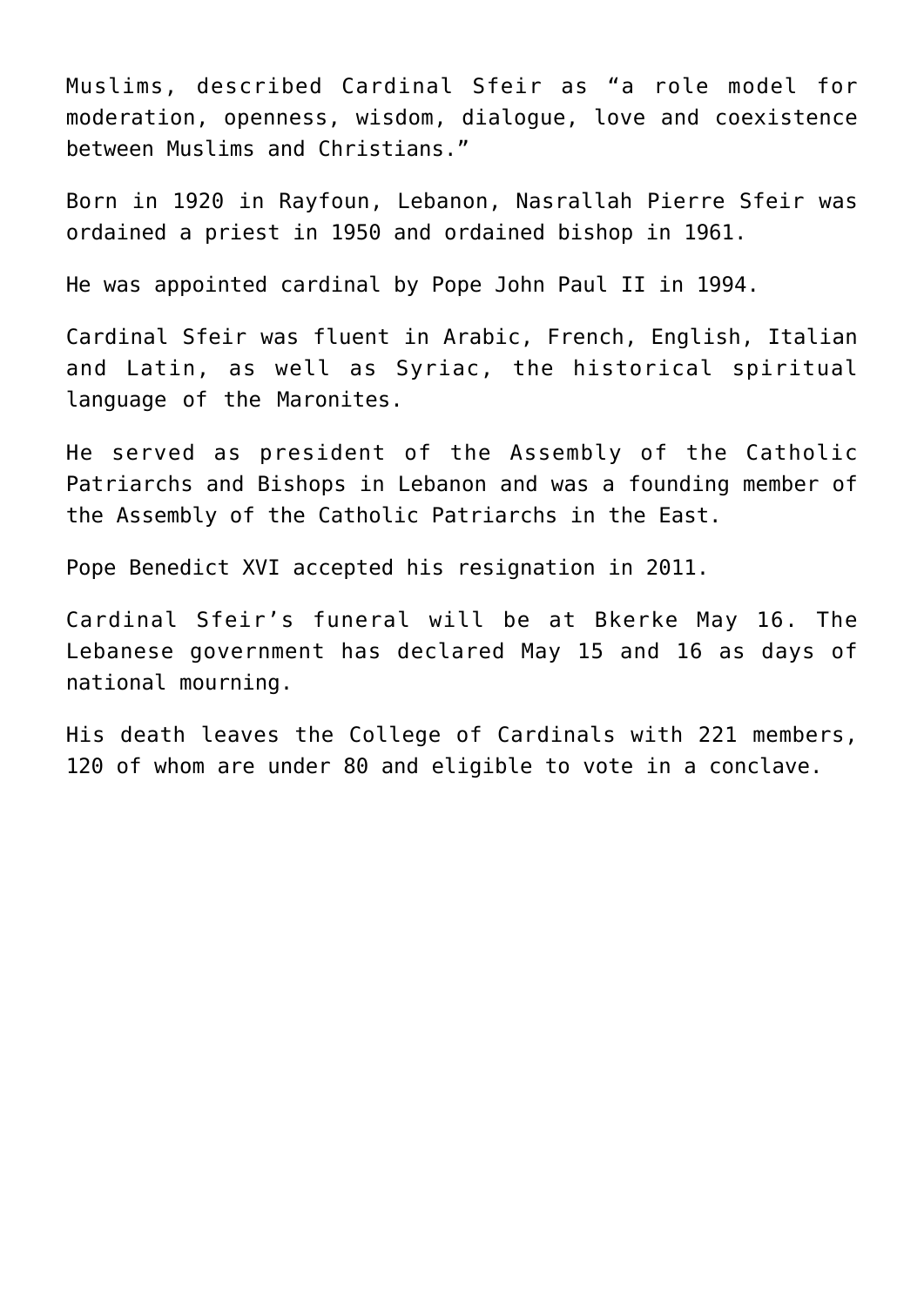Muslims, described Cardinal Sfeir as "a role model for moderation, openness, wisdom, dialogue, love and coexistence between Muslims and Christians."

Born in 1920 in Rayfoun, Lebanon, Nasrallah Pierre Sfeir was ordained a priest in 1950 and ordained bishop in 1961.

He was appointed cardinal by Pope John Paul II in 1994.

Cardinal Sfeir was fluent in Arabic, French, English, Italian and Latin, as well as Syriac, the historical spiritual language of the Maronites.

He served as president of the Assembly of the Catholic Patriarchs and Bishops in Lebanon and was a founding member of the Assembly of the Catholic Patriarchs in the East.

Pope Benedict XVI accepted his resignation in 2011.

Cardinal Sfeir's funeral will be at Bkerke May 16. The Lebanese government has declared May 15 and 16 as days of national mourning.

His death leaves the College of Cardinals with 221 members, 120 of whom are under 80 and eligible to vote in a conclave.